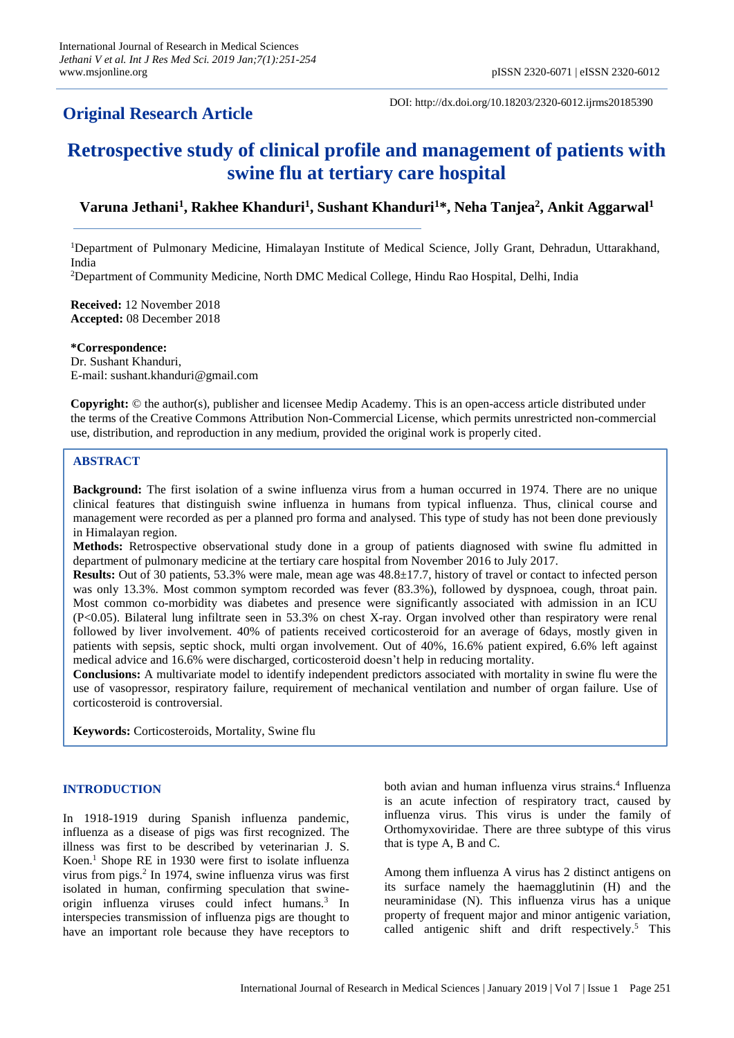# Original Research Article

DOI: http://dx.doi.org/10.18203/2320-6012.ijrms20185390

# Retrospective study of clinical profile and management of patients with swine flu at tertiary care hospital

**Varuna Jethani[1], Rakhee Khanduri[1], Sushant Khanduri[1]*, Neha Tanjea[2], Ankit Aggarwal[1]**

[1]Department of Pulmonary Medicine, Himalayan Institute of Medical Science, Jolly Grant, Dehradun, Uttarakhand, India

[2]Department of Community Medicine, North DMC Medical College, Hindu Rao Hospital, Delhi, India

**Received:** 12 November 2018
**Accepted:** 08 December 2018

**\*Correspondence:**
Dr. Sushant Khanduri,
E-mail: sushant.khanduri@gmail.com

**Copyright:** © the author(s), publisher and licensee Medip Academy. This is an open-access article distributed under the terms of the Creative Commons Attribution Non-Commercial License, which permits unrestricted non-commercial use, distribution, and reproduction in any medium, provided the original work is properly cited.

## ABSTRACT

**Background:** The first isolation of a swine influenza virus from a human occurred in 1974. There are no unique clinical features that distinguish swine influenza in humans from typical influenza. Thus, clinical course and management were recorded as per a planned pro forma and analysed. This type of study has not been done previously in Himalayan region.

**Methods:** Retrospective observational study done in a group of patients diagnosed with swine flu admitted in department of pulmonary medicine at the tertiary care hospital from November 2016 to July 2017.

**Results:** Out of 30 patients, 53.3% were male, mean age was 48.8±17.7, history of travel or contact to infected person was only 13.3%. Most common symptom recorded was fever (83.3%), followed by dyspnoea, cough, throat pain. Most common co-morbidity was diabetes and presence were significantly associated with admission in an ICU ($P<0.05$). Bilateral lung infiltrate seen in 53.3% on chest X-ray. Organ involved other than respiratory were renal followed by liver involvement. 40% of patients received corticosteroid for an average of 6days, mostly given in patients with sepsis, septic shock, multi organ involvement. Out of 40%, 16.6% patient expired, 6.6% left against medical advice and 16.6% were discharged, corticosteroid doesn't help in reducing mortality.

**Conclusions:** A multivariate model to identify independent predictors associated with mortality in swine flu were the use of vasopressor, respiratory failure, requirement of mechanical ventilation and number of organ failure. Use of corticosteroid is controversial.

**Keywords:** Corticosteroids, Mortality, Swine flu

## INTRODUCTION

In 1918-1919 during Spanish influenza pandemic, influenza as a disease of pigs was first recognized. The illness was first to be described by veterinarian J. S. Koen.[1] Shope RE in 1930 were first to isolate influenza virus from pigs.[2] In 1974, swine influenza virus was first isolated in human, confirming speculation that swine-origin influenza viruses could infect humans.[3] In interspecies transmission of influenza pigs are thought to have an important role because they have receptors to both avian and human influenza virus strains.[4] Influenza is an acute infection of respiratory tract, caused by influenza virus. This virus is under the family of Orthomyxoviridae. There are three subtype of this virus that is type A, B and C.

Among them influenza A virus has 2 distinct antigens on its surface namely the haemagglutinin (H) and the neuraminidase (N). This influenza virus has a unique property of frequent major and minor antigenic variation, called antigenic shift and drift respectively.[5] This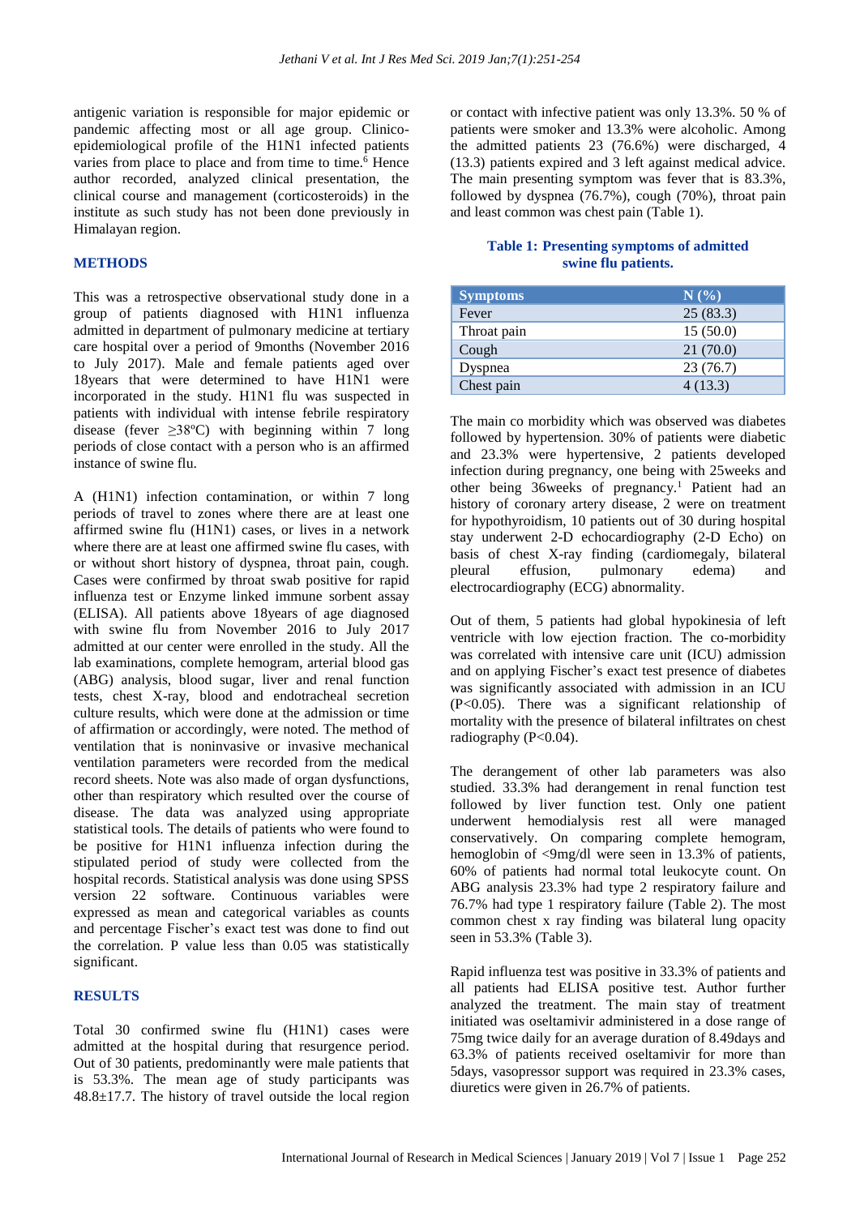antigenic variation is responsible for major epidemic or pandemic affecting most or all age group. Clinico-epidemiological profile of the H1N1 infected patients varies from place to place and from time to time.[6] Hence author recorded, analyzed clinical presentation, the clinical course and management (corticosteroids) in the institute as such study has not been done previously in Himalayan region.

## METHODS

This was a retrospective observational study done in a group of patients diagnosed with H1N1 influenza admitted in department of pulmonary medicine at tertiary care hospital over a period of 9months (November 2016 to July 2017). Male and female patients aged over 18years that were determined to have H1N1 were incorporated in the study. H1N1 flu was suspected in patients with individual with intense febrile respiratory disease (fever ≥38ºC) with beginning within 7 long periods of close contact with a person who is an affirmed instance of swine flu.

A (H1N1) infection contamination, or within 7 long periods of travel to zones where there are at least one affirmed swine flu (H1N1) cases, or lives in a network where there are at least one affirmed swine flu cases, with or without short history of dyspnea, throat pain, cough. Cases were confirmed by throat swab positive for rapid influenza test or Enzyme linked immune sorbent assay (ELISA). All patients above 18years of age diagnosed with swine flu from November 2016 to July 2017 admitted at our center were enrolled in the study. All the lab examinations, complete hemogram, arterial blood gas (ABG) analysis, blood sugar, liver and renal function tests, chest X-ray, blood and endotracheal secretion culture results, which were done at the admission or time of affirmation or accordingly, were noted. The method of ventilation that is noninvasive or invasive mechanical ventilation parameters were recorded from the medical record sheets. Note was also made of organ dysfunctions, other than respiratory which resulted over the course of disease. The data was analyzed using appropriate statistical tools. The details of patients who were found to be positive for H1N1 influenza infection during the stipulated period of study were collected from the hospital records. Statistical analysis was done using SPSS version 22 software. Continuous variables were expressed as mean and categorical variables as counts and percentage Fischer's exact test was done to find out the correlation. P value less than 0.05 was statistically significant.

## RESULTS

Total 30 confirmed swine flu (H1N1) cases were admitted at the hospital during that resurgence period. Out of 30 patients, predominantly were male patients that is 53.3%. The mean age of study participants was 48.8±17.7. The history of travel outside the local region or contact with infective patient was only 13.3%. 50 % of patients were smoker and 13.3% were alcoholic. Among the admitted patients 23 (76.6%) were discharged, 4 (13.3) patients expired and 3 left against medical advice. The main presenting symptom was fever that is 83.3%, followed by dyspnea (76.7%), cough (70%), throat pain and least common was chest pain (Table 1).

**Table 1: Presenting symptoms of admitted swine flu patients.**

| Symptoms | N (%) |
|---|---|
| Fever | 25 (83.3) |
| Throat pain | 15 (50.0) |
| Cough | 21 (70.0) |
| Dyspnea | 23 (76.7) |
| Chest pain | 4 (13.3) |

The main co morbidity which was observed was diabetes followed by hypertension. 30% of patients were diabetic and 23.3% were hypertensive, 2 patients developed infection during pregnancy, one being with 25weeks and other being 36weeks of pregnancy.[1] Patient had an history of coronary artery disease, 2 were on treatment for hypothyroidism, 10 patients out of 30 during hospital stay underwent 2-D echocardiography (2-D Echo) on basis of chest X-ray finding (cardiomegaly, bilateral pleural effusion, pulmonary edema) and electrocardiography (ECG) abnormality.

Out of them, 5 patients had global hypokinesia of left ventricle with low ejection fraction. The co-morbidity was correlated with intensive care unit (ICU) admission and on applying Fischer's exact test presence of diabetes was significantly associated with admission in an ICU ($P<0.05$). There was a significant relationship of mortality with the presence of bilateral infiltrates on chest radiography ($P<0.04$).

The derangement of other lab parameters was also studied. 33.3% had derangement in renal function test followed by liver function test. Only one patient underwent hemodialysis rest all were managed conservatively. On comparing complete hemogram, hemoglobin of <9mg/dl were seen in 13.3% of patients, 60% of patients had normal total leukocyte count. On ABG analysis 23.3% had type 2 respiratory failure and 76.7% had type 1 respiratory failure (Table 2). The most common chest x ray finding was bilateral lung opacity seen in 53.3% (Table 3).

Rapid influenza test was positive in 33.3% of patients and all patients had ELISA positive test. Author further analyzed the treatment. The main stay of the treatment initiated was oseltamivir administered in a dose range of 75mg twice daily for an average duration of 8.49days and 63.3% of patients received oseltamivir for more than 5days, vasopressor support was required in 23.3% cases, diuretics were given in 26.7% of patients.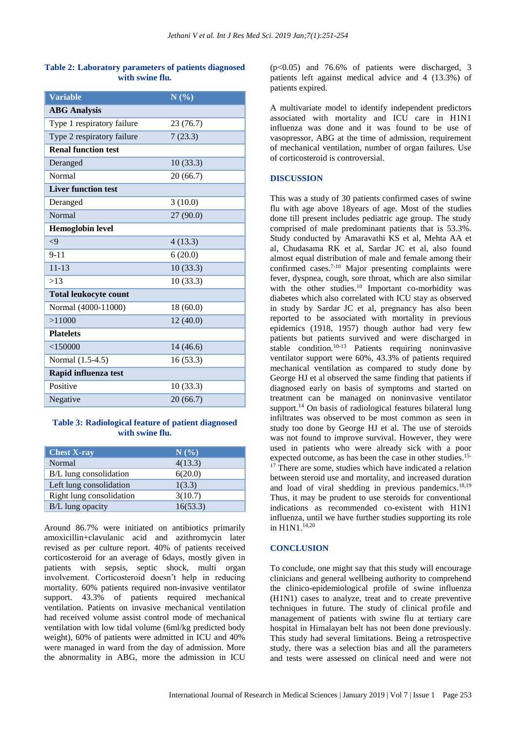**Table 2: Laboratory parameters of patients diagnosed with swine flu.**

| Variable | N (%) |
|---|---|
| **ABG Analysis** | |
| Type 1 respiratory failure | 23 (76.7) |
| Type 2 respiratory failure | 7 (23.3) |
| **Renal function test** | |
| Deranged | 10 (33.3) |
| Normal | 20 (66.7) |
| **Liver function test** | |
| Deranged | 3 (10.0) |
| Normal | 27 (90.0) |
| **Hemoglobin level** | |
| <9 | 4 (13.3) |
| 9-11 | 6 (20.0) |
| 11-13 | 10 (33.3) |
| >13 | 10 (33.3) |
| **Total leukocyte count** | |
| Normal (4000-11000) | 18 (60.0) |
| >11000 | 12 (40.0) |
| **Platelets** | |
| <150000 | 14 (46.6) |
| Normal (1.5-4.5) | 16 (53.3) |
| **Rapid influenza test** | |
| Positive | 10 (33.3) |
| Negative | 20 (66.7) |

**Table 3: Radiological feature of patient diagnosed with swine flu.**

| Chest X-ray | N (%) |
|---|---|
| Normal | 4(13.3) |
| B/L lung consolidation | 6(20.0) |
| Left lung consolidation | 1(3.3) |
| Right lung consolidation | 3(10.7) |
| B/L lung opacity | 16(53.3) |

Around 86.7% were initiated on antibiotics primarily amoxicillin+clavulanic acid and azithromycin later revised as per culture report. 40% of patients received corticosteroid for an average of 6days, mostly given in patients with sepsis, septic shock, multi organ involvement. Corticosteroid doesn't help in reducing mortality. 60% patients required non-invasive ventilator support. 43.3% of patients required mechanical ventilation. Patients on invasive mechanical ventilation had received volume assist control mode of mechanical ventilation with low tidal volume (6ml/kg predicted body weight), 60% of patients were admitted in ICU and 40% were managed in ward from the day of admission. More the abnormality in ABG, more the admission in ICU ($p<0.05$) and 76.6% of patients were discharged, 3 patients left against medical advice and 4 (13.3%) of patients expired.

A multivariate model to identify independent predictors associated with mortality and ICU care in H1N1 influenza was done and it was found to be use of vasopressor, ABG at the time of admission, requirement of mechanical ventilation, number of organ failures. Use of corticosteroid is controversial.

## DISCUSSION

This was a study of 30 patients confirmed cases of swine flu with age above 18years of age. Most of the studies done till present includes pediatric age group. The study comprised of male predominant patients that is 53.3%. Study conducted by Amaravathi KS et al, Mehta AA et al, Chudasama RK et al, Sardar JC et al, also found almost equal distribution of male and female among their confirmed cases.[7-10] Major presenting complaints were fever, dyspnea, cough, sore throat, which are also similar with the other studies.[10] Important co-morbidity was diabetes which also correlated with ICU stay as observed in study by Sardar JC et al, pregnancy has also been reported to be associated with mortality in previous epidemics (1918, 1957) though author had very few patients but patients survived and were discharged in stable condition.[10-13] Patients requiring noninvasive ventilator support were 60%, 43.3% of patients required mechanical ventilation as compared to study done by George HJ et al observed the same finding that patients if diagnosed early on basis of symptoms and started on treatment can be managed on noninvasive ventilator support.[14] On basis of radiological features bilateral lung infiltrates was observed to be most common as seen in study too done by George HJ et al. The use of steroids was not found to improve survival. However, they were used in patients who were already sick with a poor expected outcome, as has been the case in other studies.[15-17] There are some, studies which have indicated a relation between steroid use and mortality, and increased duration and load of viral shedding in previous pandemics.[18,19] Thus, it may be prudent to use steroids for conventional indications as recommended co-existent with H1N1 influenza, until we have further studies supporting its role in H1N1.[14,20]

## CONCLUSION

To conclude, one might say that this study will encourage clinicians and general wellbeing authority to comprehend the clinico-epidemiological profile of swine influenza (H1N1) cases to analyze, treat and to create preventive techniques in future. The study of clinical profile and management of patients with swine flu at tertiary care hospital in Himalayan belt has not been done previously. This study had several limitations. Being a retrospective study, there was a selection bias and all the parameters and tests were assessed on clinical need and were not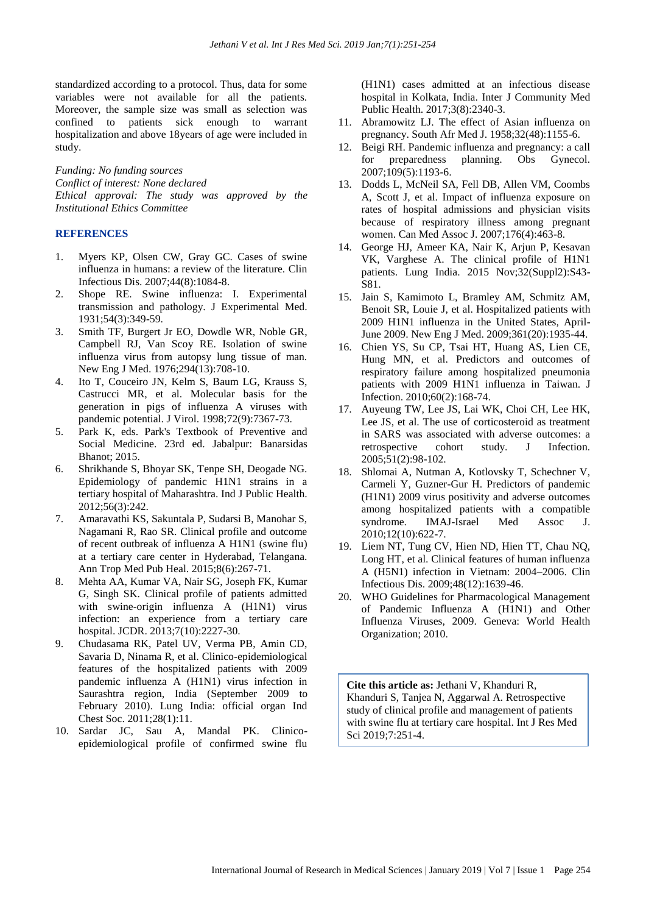standardized according to a protocol. Thus, data for some variables were not available for all the patients. Moreover, the sample size was small as selection was confined to patients sick enough to warrant hospitalization and above 18years of age were included in study.

*Funding: No funding sources*
*Conflict of interest: None declared*
*Ethical approval: The study was approved by the Institutional Ethics Committee*

## REFERENCES

1. Myers KP, Olsen CW, Gray GC. Cases of swine influenza in humans: a review of the literature. Clin Infectious Dis. 2007;44(8):1084-8.
2. Shope RE. Swine influenza: I. Experimental transmission and pathology. J Experimental Med. 1931;54(3):349-59.
3. Smith TF, Burgert Jr EO, Dowdle WR, Noble GR, Campbell RJ, Van Scoy RE. Isolation of swine influenza virus from autopsy lung tissue of man. New Eng J Med. 1976;294(13):708-10.
4. Ito T, Couceiro JN, Kelm S, Baum LG, Krauss S, Castrucci MR, et al. Molecular basis for the generation in pigs of influenza A viruses with pandemic potential. J Virol. 1998;72(9):7367-73.
5. Park K, eds. Park's Textbook of Preventive and Social Medicine. 23rd ed. Jabalpur: Banarsidas Bhanot; 2015.
6. Shrikhande S, Bhoyar SK, Tenpe SH, Deogade NG. Epidemiology of pandemic H1N1 strains in a tertiary hospital of Maharashtra. Ind J Public Health. 2012;56(3):242.
7. Amaravathi KS, Sakuntala P, Sudarsi B, Manohar S, Nagamani R, Rao SR. Clinical profile and outcome of recent outbreak of influenza A H1N1 (swine flu) at a tertiary care center in Hyderabad, Telangana. Ann Trop Med Pub Heal. 2015;8(6):267-71.
8. Mehta AA, Kumar VA, Nair SG, Joseph FK, Kumar G, Singh SK. Clinical profile of patients admitted with swine-origin influenza A (H1N1) virus infection: an experience from a tertiary care hospital. JCDR. 2013;7(10):2227-30.
9. Chudasama RK, Patel UV, Verma PB, Amin CD, Savaria D, Ninama R, et al. Clinico-epidemiological features of the hospitalized patients with 2009 pandemic influenza A (H1N1) virus infection in Saurashtra region, India (September 2009 to February 2010). Lung India: official organ Ind Chest Soc. 2011;28(1):11.
10. Sardar JC, Sau A, Mandal PK. Clinico-epidemiological profile of confirmed swine flu (H1N1) cases admitted at an infectious disease hospital in Kolkata, India. Inter J Community Med Public Health. 2017;3(8):2340-3.
11. Abramowitz LJ. The effect of Asian influenza on pregnancy. South Afr Med J. 1958;32(48):1155-6.
12. Beigi RH. Pandemic influenza and pregnancy: a call for preparedness planning. Obs Gynecol. 2007;109(5):1193-6.
13. Dodds L, McNeil SA, Fell DB, Allen VM, Coombs A, Scott J, et al. Impact of influenza exposure on rates of hospital admissions and physician visits because of respiratory illness among pregnant women. Can Med Assoc J. 2007;176(4):463-8.
14. George HJ, Ameer KA, Nair K, Arjun P, Kesavan VK, Varghese A. The clinical profile of H1N1 patients. Lung India. 2015 Nov;32(Suppl2):S43-S81.
15. Jain S, Kamimoto L, Bramley AM, Schmitz AM, Benoit SR, Louie J, et al. Hospitalized patients with 2009 H1N1 influenza in the United States, April-June 2009. New Eng J Med. 2009;361(20):1935-44.
16. Chien YS, Su CP, Tsai HT, Huang AS, Lien CE, Hung MN, et al. Predictors and outcomes of respiratory failure among hospitalized pneumonia patients with 2009 H1N1 influenza in Taiwan. J Infection. 2010;60(2):168-74.
17. Auyeung TW, Lee JS, Lai WK, Choi CH, Lee HK, Lee JS, et al. The use of corticosteroid as treatment in SARS was associated with adverse outcomes: a retrospective cohort study. J Infection. 2005;51(2):98-102.
18. Shlomai A, Nutman A, Kotlovsky T, Schechner V, Carmeli Y, Guzner-Gur H. Predictors of pandemic (H1N1) 2009 virus positivity and adverse outcomes among hospitalized patients with a compatible syndrome. IMAJ-Israel Med Assoc J. 2010;12(10):622-7.
19. Liem NT, Tung CV, Hien ND, Hien TT, Chau NQ, Long HT, et al. Clinical features of human influenza A (H5N1) infection in Vietnam: 2004–2006. Clin Infectious Dis. 2009;48(12):1639-46.
20. WHO Guidelines for Pharmacological Management of Pandemic Influenza A (H1N1) and Other Influenza Viruses, 2009. Geneva: World Health Organization; 2010.

**Cite this article as:** Jethani V, Khanduri R, Khanduri S, Tanjea N, Aggarwal A. Retrospective study of clinical profile and management of patients with swine flu at tertiary care hospital. Int J Res Med Sci 2019;7:251-4.